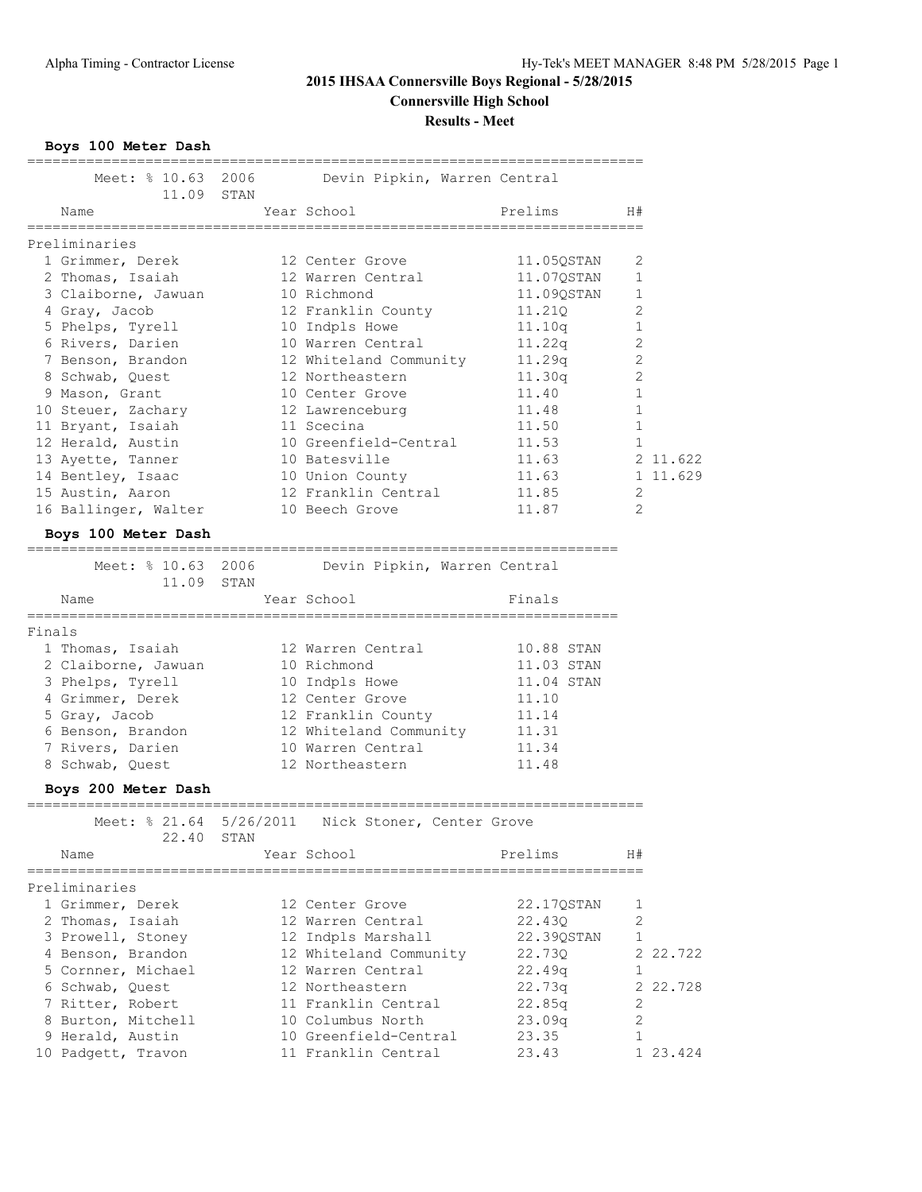# 2015 IHSAA Connersville Boys Regional - 5/28/2015

## Connersville High School

### Results - Meet

**Boys 100 Meter Dash**

Meet: % 10.63 2006 Devin Pipkin, Warren Central
11.09 STAN

Preliminaries

| | Name | Year | School | Prelims | | H# | |
|---|---|---|---|---|---|---|---|
| 1 | Grimmer, Derek | 12 | Center Grove | 11.05 | QSTAN | 2 | |
| 2 | Thomas, Isaiah | 12 | Warren Central | 11.07 | QSTAN | 1 | |
| 3 | Claiborne, Jawuan | 10 | Richmond | 11.09 | QSTAN | 1 | |
| 4 | Gray, Jacob | 12 | Franklin County | 11.21 | Q | 2 | |
| 5 | Phelps, Tyrell | 10 | Indpls Howe | 11.10 | q | 1 | |
| 6 | Rivers, Darien | 10 | Warren Central | 11.22 | q | 2 | |
| 7 | Benson, Brandon | 12 | Whiteland Community | 11.29 | q | 2 | |
| 8 | Schwab, Quest | 12 | Northeastern | 11.30 | q | 2 | |
| 9 | Mason, Grant | 10 | Center Grove | 11.40 | | 1 | |
| 10 | Steuer, Zachary | 12 | Lawrenceburg | 11.48 | | 1 | |
| 11 | Bryant, Isaiah | 11 | Scecina | 11.50 | | 1 | |
| 12 | Herald, Austin | 10 | Greenfield-Central | 11.53 | | 1 | |
| 13 | Ayette, Tanner | 10 | Batesville | 11.63 | | 2 | 11.622 |
| 14 | Bentley, Isaac | 10 | Union County | 11.63 | | 1 | 11.629 |
| 15 | Austin, Aaron | 12 | Franklin Central | 11.85 | | 2 | |
| 16 | Ballinger, Walter | 10 | Beech Grove | 11.87 | | 2 | |

**Boys 100 Meter Dash**

Meet: % 10.63 2006 Devin Pipkin, Warren Central
11.09 STAN

Finals

| | Name | Year | School | Finals | |
|---|---|---|---|---|---|
| 1 | Thomas, Isaiah | 12 | Warren Central | 10.88 | STAN |
| 2 | Claiborne, Jawuan | 10 | Richmond | 11.03 | STAN |
| 3 | Phelps, Tyrell | 10 | Indpls Howe | 11.04 | STAN |
| 4 | Grimmer, Derek | 12 | Center Grove | 11.10 | |
| 5 | Gray, Jacob | 12 | Franklin County | 11.14 | |
| 6 | Benson, Brandon | 12 | Whiteland Community | 11.31 | |
| 7 | Rivers, Darien | 10 | Warren Central | 11.34 | |
| 8 | Schwab, Quest | 12 | Northeastern | 11.48 | |

**Boys 200 Meter Dash**

Meet: % 21.64 5/26/2011 Nick Stoner, Center Grove
22.40 STAN

Preliminaries

| | Name | Year | School | Prelims | | H# | |
|---|---|---|---|---|---|---|---|
| 1 | Grimmer, Derek | 12 | Center Grove | 22.17 | QSTAN | 1 | |
| 2 | Thomas, Isaiah | 12 | Warren Central | 22.43 | Q | 2 | |
| 3 | Prowell, Stoney | 12 | Indpls Marshall | 22.39 | QSTAN | 1 | |
| 4 | Benson, Brandon | 12 | Whiteland Community | 22.73 | Q | 2 | 22.722 |
| 5 | Cornner, Michael | 12 | Warren Central | 22.49 | q | 1 | |
| 6 | Schwab, Quest | 12 | Northeastern | 22.73 | q | 2 | 22.728 |
| 7 | Ritter, Robert | 11 | Franklin Central | 22.85 | q | 2 | |
| 8 | Burton, Mitchell | 10 | Columbus North | 23.09 | q | 2 | |
| 9 | Herald, Austin | 10 | Greenfield-Central | 23.35 | | 1 | |
| 10 | Padgett, Travon | 11 | Franklin Central | 23.43 | | 1 | 23.424 |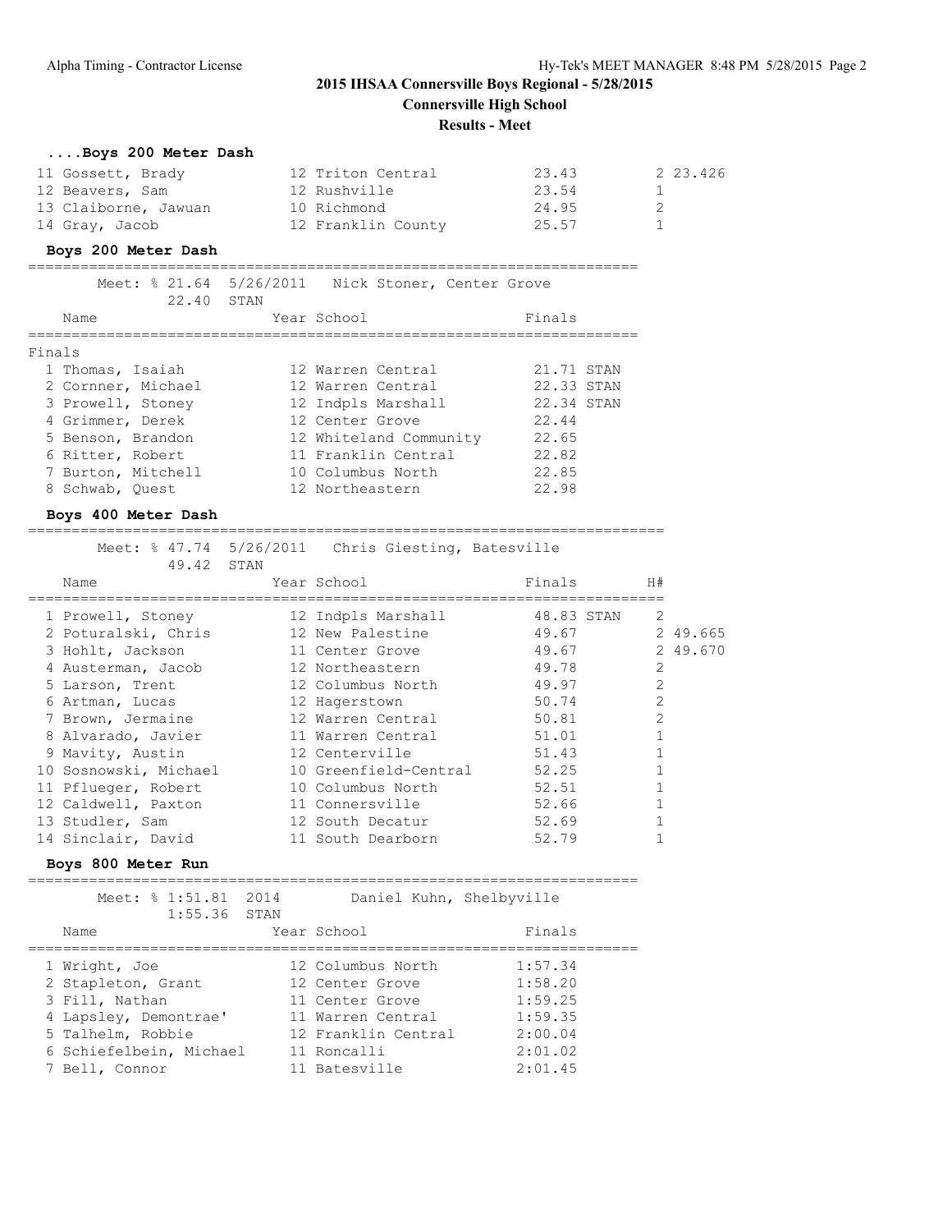# 2015 IHSAA Connersville Boys Regional - 5/28/2015

## Connersville High School

### Results - Meet

#### ....Boys 200 Meter Dash

| Place | Name | Year | School | Finals | H# | |
|---|---|---|---|---|---|---|
| 11 | Gossett, Brady | 12 | Triton Central | 23.43 | 2 | 23.426 |
| 12 | Beavers, Sam | 12 | Rushville | 23.54 | 1 | |
| 13 | Claiborne, Jawuan | 10 | Richmond | 24.95 | 2 | |
| 14 | Gray, Jacob | 12 | Franklin County | 25.57 | 1 | |

#### Boys 200 Meter Dash

Meet: % 21.64 5/26/2011 Nick Stoner, Center Grove
22.40 STAN

Finals

| Place | Name | Year | School | Finals | |
|---|---|---|---|---|---|
| 1 | Thomas, Isaiah | 12 | Warren Central | 21.71 | STAN |
| 2 | Cornner, Michael | 12 | Warren Central | 22.33 | STAN |
| 3 | Prowell, Stoney | 12 | Indpls Marshall | 22.34 | STAN |
| 4 | Grimmer, Derek | 12 | Center Grove | 22.44 | |
| 5 | Benson, Brandon | 12 | Whiteland Community | 22.65 | |
| 6 | Ritter, Robert | 11 | Franklin Central | 22.82 | |
| 7 | Burton, Mitchell | 10 | Columbus North | 22.85 | |
| 8 | Schwab, Quest | 12 | Northeastern | 22.98 | |

#### Boys 400 Meter Dash

Meet: % 47.74 5/26/2011 Chris Giesting, Batesville
49.42 STAN

| Place | Name | Year | School | Finals | | H# | |
|---|---|---|---|---|---|---|---|
| 1 | Prowell, Stoney | 12 | Indpls Marshall | 48.83 | STAN | 2 | |
| 2 | Poturalski, Chris | 12 | New Palestine | 49.67 | | 2 | 49.665 |
| 3 | Hohlt, Jackson | 11 | Center Grove | 49.67 | | 2 | 49.670 |
| 4 | Austerman, Jacob | 12 | Northeastern | 49.78 | | 2 | |
| 5 | Larson, Trent | 12 | Columbus North | 49.97 | | 2 | |
| 6 | Artman, Lucas | 12 | Hagerstown | 50.74 | | 2 | |
| 7 | Brown, Jermaine | 12 | Warren Central | 50.81 | | 2 | |
| 8 | Alvarado, Javier | 11 | Warren Central | 51.01 | | 1 | |
| 9 | Mavity, Austin | 12 | Centerville | 51.43 | | 1 | |
| 10 | Sosnowski, Michael | 10 | Greenfield-Central | 52.25 | | 1 | |
| 11 | Pflueger, Robert | 10 | Columbus North | 52.51 | | 1 | |
| 12 | Caldwell, Paxton | 11 | Connersville | 52.66 | | 1 | |
| 13 | Studler, Sam | 12 | South Decatur | 52.69 | | 1 | |
| 14 | Sinclair, David | 11 | South Dearborn | 52.79 | | 1 | |

#### Boys 800 Meter Run

Meet: % 1:51.81 2014 Daniel Kuhn, Shelbyville
1:55.36 STAN

| Place | Name | Year | School | Finals |
|---|---|---|---|---|
| 1 | Wright, Joe | 12 | Columbus North | 1:57.34 |
| 2 | Stapleton, Grant | 12 | Center Grove | 1:58.20 |
| 3 | Fill, Nathan | 11 | Center Grove | 1:59.25 |
| 4 | Lapsley, Demontrae' | 11 | Warren Central | 1:59.35 |
| 5 | Talhelm, Robbie | 12 | Franklin Central | 2:00.04 |
| 6 | Schiefelbein, Michael | 11 | Roncalli | 2:01.02 |
| 7 | Bell, Connor | 11 | Batesville | 2:01.45 |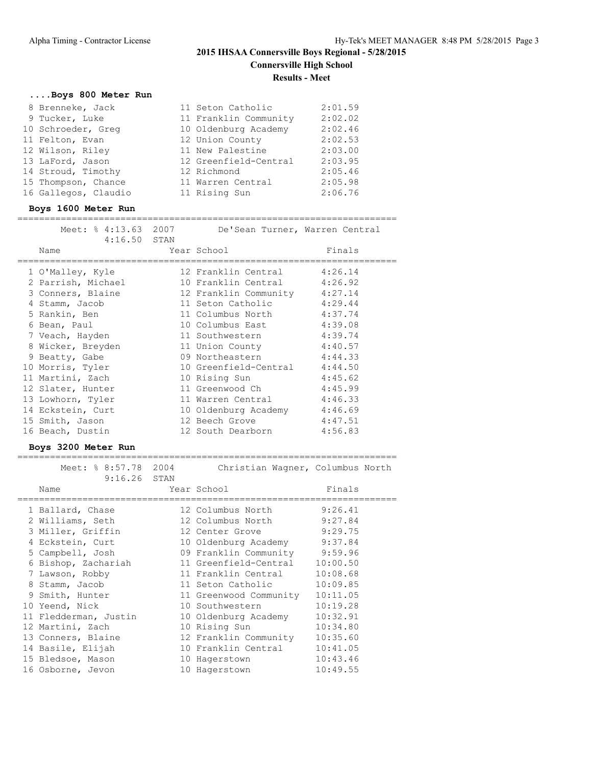# 2015 IHSAA Connersville Boys Regional - 5/28/2015

**Connersville High School**

**Results - Meet**

### ....Boys 800 Meter Run

| Place | Name | Year | School | Finals |
|---|---|---|---|---|
| 8 | Brenneke, Jack | 11 | Seton Catholic | 2:01.59 |
| 9 | Tucker, Luke | 11 | Franklin Community | 2:02.02 |
| 10 | Schroeder, Greg | 10 | Oldenburg Academy | 2:02.46 |
| 11 | Felton, Evan | 12 | Union County | 2:02.53 |
| 12 | Wilson, Riley | 11 | New Palestine | 2:03.00 |
| 13 | LaFord, Jason | 12 | Greenfield-Central | 2:03.95 |
| 14 | Stroud, Timothy | 12 | Richmond | 2:05.46 |
| 15 | Thompson, Chance | 11 | Warren Central | 2:05.98 |
| 16 | Gallegos, Claudio | 11 | Rising Sun | 2:06.76 |

### Boys 1600 Meter Run

Meet: % 4:13.63 2007 De'Sean Turner, Warren Central
4:16.50 STAN

| Place | Name | Year | School | Finals |
|---|---|---|---|---|
| 1 | O'Malley, Kyle | 12 | Franklin Central | 4:26.14 |
| 2 | Parrish, Michael | 10 | Franklin Central | 4:26.92 |
| 3 | Conners, Blaine | 12 | Franklin Community | 4:27.14 |
| 4 | Stamm, Jacob | 11 | Seton Catholic | 4:29.44 |
| 5 | Rankin, Ben | 11 | Columbus North | 4:37.74 |
| 6 | Bean, Paul | 10 | Columbus East | 4:39.08 |
| 7 | Veach, Hayden | 11 | Southwestern | 4:39.74 |
| 8 | Wicker, Breyden | 11 | Union County | 4:40.57 |
| 9 | Beatty, Gabe | 09 | Northeastern | 4:44.33 |
| 10 | Morris, Tyler | 10 | Greenfield-Central | 4:44.50 |
| 11 | Martini, Zach | 10 | Rising Sun | 4:45.62 |
| 12 | Slater, Hunter | 11 | Greenwood Ch | 4:45.99 |
| 13 | Lowhorn, Tyler | 11 | Warren Central | 4:46.33 |
| 14 | Eckstein, Curt | 10 | Oldenburg Academy | 4:46.69 |
| 15 | Smith, Jason | 12 | Beech Grove | 4:47.51 |
| 16 | Beach, Dustin | 12 | South Dearborn | 4:56.83 |

### Boys 3200 Meter Run

Meet: % 8:57.78 2004 Christian Wagner, Columbus North
9:16.26 STAN

| Place | Name | Year | School | Finals |
|---|---|---|---|---|
| 1 | Ballard, Chase | 12 | Columbus North | 9:26.41 |
| 2 | Williams, Seth | 12 | Columbus North | 9:27.84 |
| 3 | Miller, Griffin | 12 | Center Grove | 9:29.75 |
| 4 | Eckstein, Curt | 10 | Oldenburg Academy | 9:37.84 |
| 5 | Campbell, Josh | 09 | Franklin Community | 9:59.96 |
| 6 | Bishop, Zachariah | 11 | Greenfield-Central | 10:00.50 |
| 7 | Lawson, Robby | 11 | Franklin Central | 10:08.68 |
| 8 | Stamm, Jacob | 11 | Seton Catholic | 10:09.85 |
| 9 | Smith, Hunter | 11 | Greenwood Community | 10:11.05 |
| 10 | Yeend, Nick | 10 | Southwestern | 10:19.28 |
| 11 | Fledderman, Justin | 10 | Oldenburg Academy | 10:32.91 |
| 12 | Martini, Zach | 10 | Rising Sun | 10:34.80 |
| 13 | Conners, Blaine | 12 | Franklin Community | 10:35.60 |
| 14 | Basile, Elijah | 10 | Franklin Central | 10:41.05 |
| 15 | Bledsoe, Mason | 10 | Hagerstown | 10:43.46 |
| 16 | Osborne, Jevon | 10 | Hagerstown | 10:49.55 |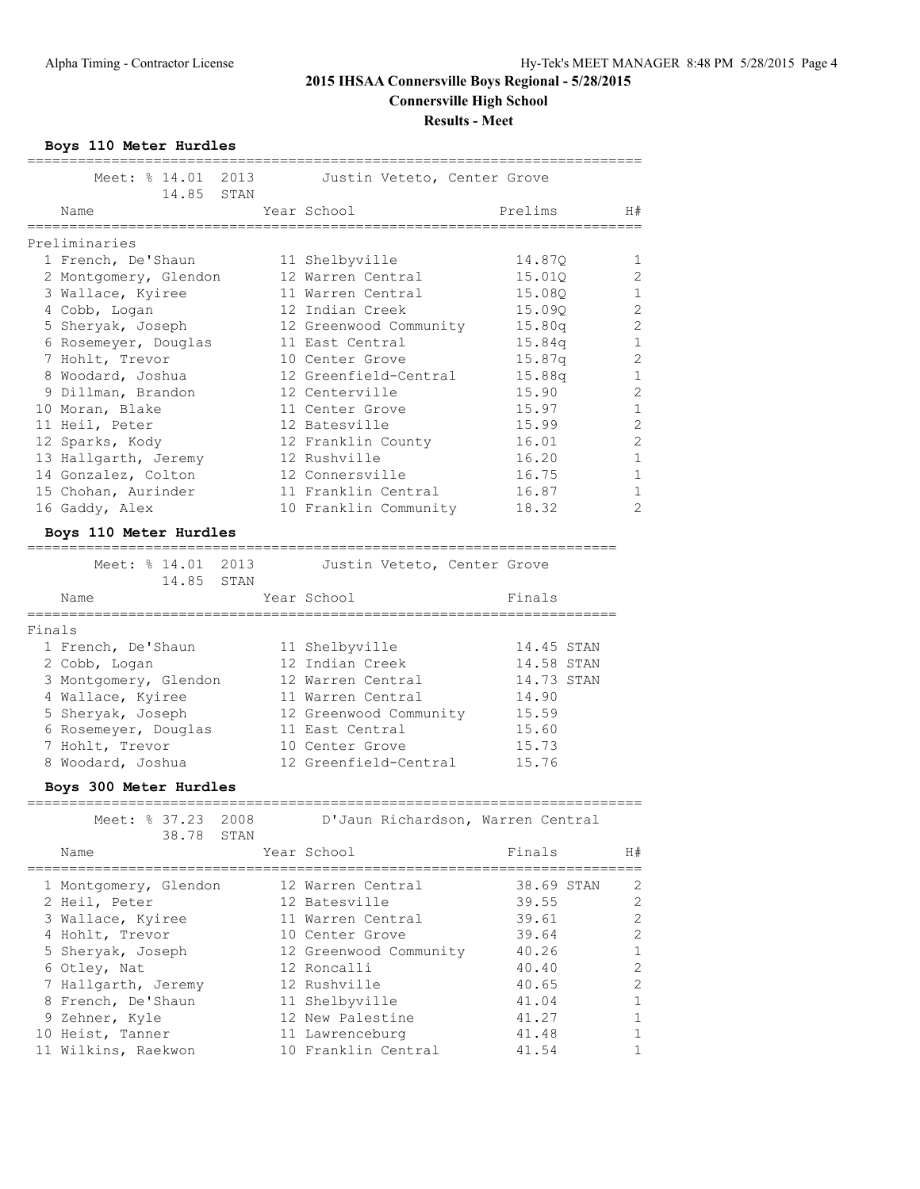# 2015 IHSAA Connersville Boys Regional - 5/28/2015

## Connersville High School

### Results - Meet

**Boys 110 Meter Hurdles**

Meet: % 14.01 2013 Justin Veteto, Center Grove
14.85 STAN

Preliminaries

| | Name | Year | School | Prelims | H# |
|---|---|---|---|---|---|
| 1 | French, De'Shaun | 11 | Shelbyville | 14.87Q | 1 |
| 2 | Montgomery, Glendon | 12 | Warren Central | 15.01Q | 2 |
| 3 | Wallace, Kyiree | 11 | Warren Central | 15.08Q | 1 |
| 4 | Cobb, Logan | 12 | Indian Creek | 15.09Q | 2 |
| 5 | Sheryak, Joseph | 12 | Greenwood Community | 15.80q | 2 |
| 6 | Rosemeyer, Douglas | 11 | East Central | 15.84q | 1 |
| 7 | Hohlt, Trevor | 10 | Center Grove | 15.87q | 2 |
| 8 | Woodard, Joshua | 12 | Greenfield-Central | 15.88q | 1 |
| 9 | Dillman, Brandon | 12 | Centerville | 15.90 | 2 |
| 10 | Moran, Blake | 11 | Center Grove | 15.97 | 1 |
| 11 | Heil, Peter | 12 | Batesville | 15.99 | 2 |
| 12 | Sparks, Kody | 12 | Franklin County | 16.01 | 2 |
| 13 | Hallgarth, Jeremy | 12 | Rushville | 16.20 | 1 |
| 14 | Gonzalez, Colton | 12 | Connersville | 16.75 | 1 |
| 15 | Chohan, Aurinder | 11 | Franklin Central | 16.87 | 1 |
| 16 | Gaddy, Alex | 10 | Franklin Community | 18.32 | 2 |

**Boys 110 Meter Hurdles**

Meet: % 14.01 2013 Justin Veteto, Center Grove
14.85 STAN

Finals

| | Name | Year | School | Finals | |
|---|---|---|---|---|---|
| 1 | French, De'Shaun | 11 | Shelbyville | 14.45 | STAN |
| 2 | Cobb, Logan | 12 | Indian Creek | 14.58 | STAN |
| 3 | Montgomery, Glendon | 12 | Warren Central | 14.73 | STAN |
| 4 | Wallace, Kyiree | 11 | Warren Central | 14.90 | |
| 5 | Sheryak, Joseph | 12 | Greenwood Community | 15.59 | |
| 6 | Rosemeyer, Douglas | 11 | East Central | 15.60 | |
| 7 | Hohlt, Trevor | 10 | Center Grove | 15.73 | |
| 8 | Woodard, Joshua | 12 | Greenfield-Central | 15.76 | |

**Boys 300 Meter Hurdles**

Meet: % 37.23 2008 D'Jaun Richardson, Warren Central
38.78 STAN

| | Name | Year | School | Finals | | H# |
|---|---|---|---|---|---|---|
| 1 | Montgomery, Glendon | 12 | Warren Central | 38.69 | STAN | 2 |
| 2 | Heil, Peter | 12 | Batesville | 39.55 | | 2 |
| 3 | Wallace, Kyiree | 11 | Warren Central | 39.61 | | 2 |
| 4 | Hohlt, Trevor | 10 | Center Grove | 39.64 | | 2 |
| 5 | Sheryak, Joseph | 12 | Greenwood Community | 40.26 | | 1 |
| 6 | Otley, Nat | 12 | Roncalli | 40.40 | | 2 |
| 7 | Hallgarth, Jeremy | 12 | Rushville | 40.65 | | 2 |
| 8 | French, De'Shaun | 11 | Shelbyville | 41.04 | | 1 |
| 9 | Zehner, Kyle | 12 | New Palestine | 41.27 | | 1 |
| 10 | Heist, Tanner | 11 | Lawrenceburg | 41.48 | | 1 |
| 11 | Wilkins, Raekwon | 10 | Franklin Central | 41.54 | | 1 |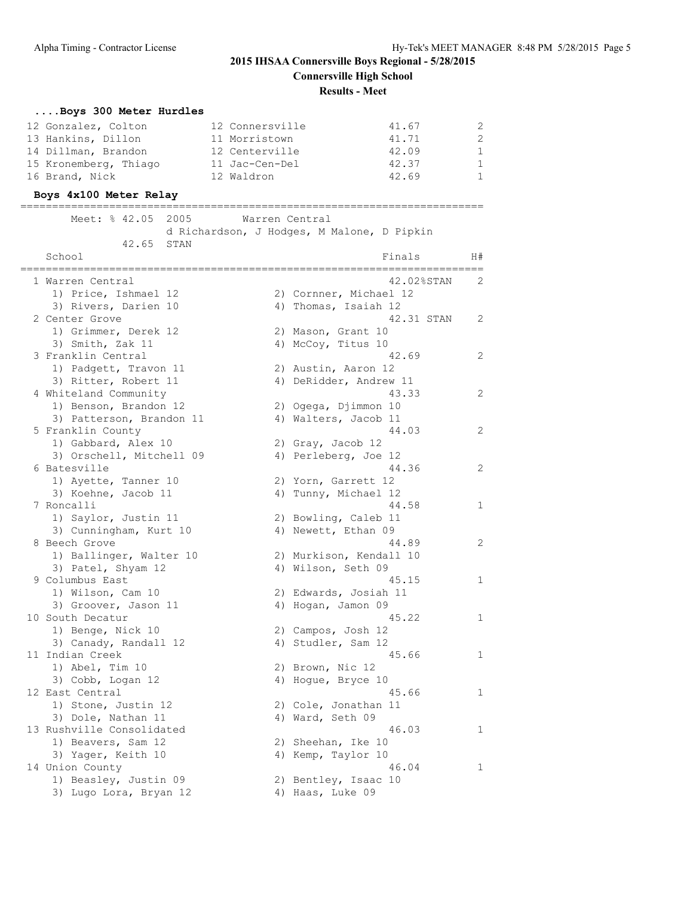## 2015 IHSAA Connersville Boys Regional - 5/28/2015

**Connersville High School**

**Results - Meet**

### ....Boys 300 Meter Hurdles

| Place | Name | Year | School | Finals | H# |
|---|---|---|---|---|---|
| 12 | Gonzalez, Colton | 12 | Connersville | 41.67 | 2 |
| 13 | Hankins, Dillon | 11 | Morristown | 41.71 | 2 |
| 14 | Dillman, Brandon | 12 | Centerville | 42.09 | 1 |
| 15 | Kronemberg, Thiago | 11 | Jac-Cen-Del | 42.37 | 1 |
| 16 | Brand, Nick | 12 | Waldron | 42.69 | 1 |

### Boys 4x100 Meter Relay

Meet: % 42.05 2005 Warren Central
d Richardson, J Hodges, M Malone, D Pipkin
42.65 STAN

| Place | School | Finals | H# |
|---|---|---|---|
| 1 | Warren Central | 42.02%STAN | 2 |
| | 1) Price, Ishmael 12; 2) Cornner, Michael 12; 3) Rivers, Darien 10; 4) Thomas, Isaiah 12 | | |
| 2 | Center Grove | 42.31 STAN | 2 |
| | 1) Grimmer, Derek 12; 2) Mason, Grant 10; 3) Smith, Zak 11; 4) McCoy, Titus 10 | | |
| 3 | Franklin Central | 42.69 | 2 |
| | 1) Padgett, Travon 11; 2) Austin, Aaron 12; 3) Ritter, Robert 11; 4) DeRidder, Andrew 11 | | |
| 4 | Whiteland Community | 43.33 | 2 |
| | 1) Benson, Brandon 12; 2) Ogega, Djimmon 10; 3) Patterson, Brandon 11; 4) Walters, Jacob 11 | | |
| 5 | Franklin County | 44.03 | 2 |
| | 1) Gabbard, Alex 10; 2) Gray, Jacob 12; 3) Orschell, Mitchell 09; 4) Perleberg, Joe 12 | | |
| 6 | Batesville | 44.36 | 2 |
| | 1) Ayette, Tanner 10; 2) Yorn, Garrett 12; 3) Koehne, Jacob 11; 4) Tunny, Michael 12 | | |
| 7 | Roncalli | 44.58 | 1 |
| | 1) Saylor, Justin 11; 2) Bowling, Caleb 11; 3) Cunningham, Kurt 10; 4) Newett, Ethan 09 | | |
| 8 | Beech Grove | 44.89 | 2 |
| | 1) Ballinger, Walter 10; 2) Murkison, Kendall 10; 3) Patel, Shyam 12; 4) Wilson, Seth 09 | | |
| 9 | Columbus East | 45.15 | 1 |
| | 1) Wilson, Cam 10; 2) Edwards, Josiah 11; 3) Groover, Jason 11; 4) Hogan, Jamon 09 | | |
| 10 | South Decatur | 45.22 | 1 |
| | 1) Benge, Nick 10; 2) Campos, Josh 12; 3) Canady, Randall 12; 4) Studler, Sam 12 | | |
| 11 | Indian Creek | 45.66 | 1 |
| | 1) Abel, Tim 10; 2) Brown, Nic 12; 3) Cobb, Logan 12; 4) Hogue, Bryce 10 | | |
| 12 | East Central | 45.66 | 1 |
| | 1) Stone, Justin 12; 2) Cole, Jonathan 11; 3) Dole, Nathan 11; 4) Ward, Seth 09 | | |
| 13 | Rushville Consolidated | 46.03 | 1 |
| | 1) Beavers, Sam 12; 2) Sheehan, Ike 10; 3) Yager, Keith 10; 4) Kemp, Taylor 10 | | |
| 14 | Union County | 46.04 | 1 |
| | 1) Beasley, Justin 09; 2) Bentley, Isaac 10; 3) Lugo Lora, Bryan 12; 4) Haas, Luke 09 | | |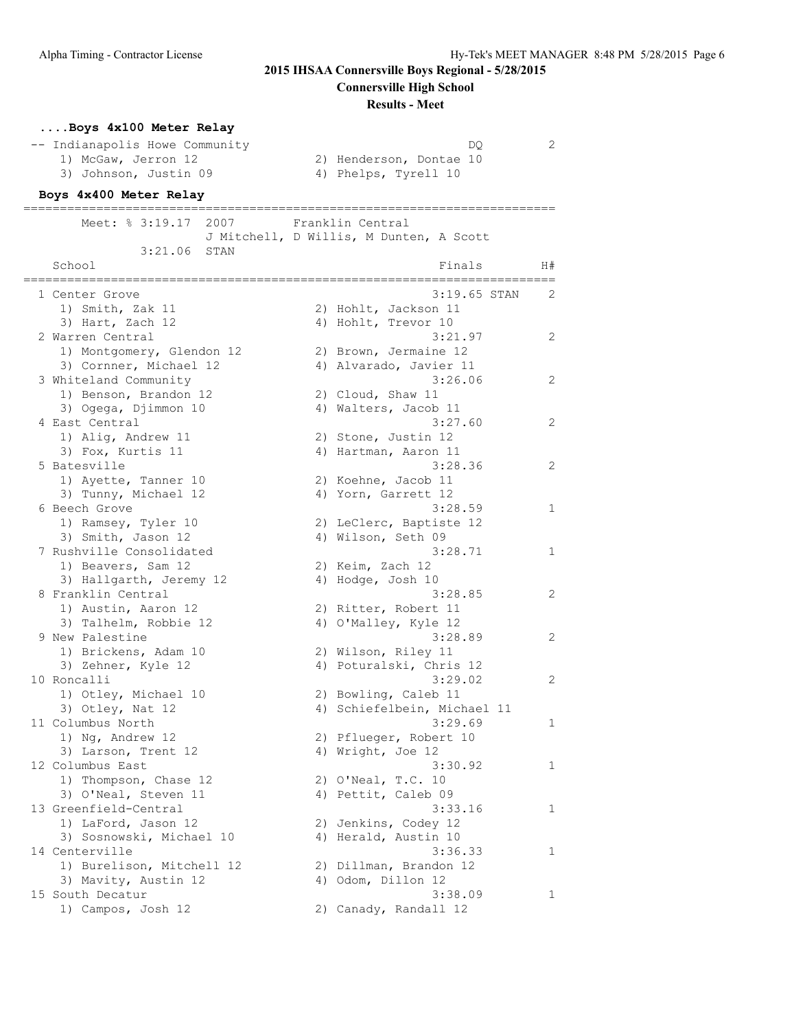## 2015 IHSAA Connersville Boys Regional - 5/28/2015

**Connersville High School**

**Results - Meet**

### ....Boys 4x100 Meter Relay

```
 -- Indianapolis Howe Community                             DQ          2
     1) McGaw, Jerron 12              2) Henderson, Dontae 10
     3) Johnson, Justin 09            4) Phelps, Tyrell 10
```

### Boys 4x400 Meter Relay

```
=========================================================================
       Meet: % 3:19.17  2007       Franklin Central
                           J Mitchell, D Willis, M Dunten, A Scott
             3:21.06  STAN
    School                                               Finals        H#
=========================================================================
  1 Center Grove                                       3:19.65 STAN    2
     1) Smith, Zak 11                 2) Hohlt, Jackson 11
     3) Hart, Zach 12                 4) Hohlt, Trevor 10
  2 Warren Central                                     3:21.97         2
     1) Montgomery, Glendon 12        2) Brown, Jermaine 12
     3) Cornner, Michael 12           4) Alvarado, Javier 11
  3 Whiteland Community                                3:26.06         2
     1) Benson, Brandon 12            2) Cloud, Shaw 11
     3) Ogega, Djimmon 10             4) Walters, Jacob 11
  4 East Central                                       3:27.60         2
     1) Alig, Andrew 11               2) Stone, Justin 12
     3) Fox, Kurtis 11                4) Hartman, Aaron 11
  5 Batesville                                         3:28.36         2
     1) Ayette, Tanner 10             2) Koehne, Jacob 11
     3) Tunny, Michael 12             4) Yorn, Garrett 12
  6 Beech Grove                                        3:28.59         1
     1) Ramsey, Tyler 10              2) LeClerc, Baptiste 12
     3) Smith, Jason 12               4) Wilson, Seth 09
  7 Rushville Consolidated                             3:28.71         1
     1) Beavers, Sam 12               2) Keim, Zach 12
     3) Hallgarth, Jeremy 12          4) Hodge, Josh 10
  8 Franklin Central                                   3:28.85         2
     1) Austin, Aaron 12              2) Ritter, Robert 11
     3) Talhelm, Robbie 12            4) O'Malley, Kyle 12
  9 New Palestine                                      3:28.89         2
     1) Brickens, Adam 10             2) Wilson, Riley 11
     3) Zehner, Kyle 12               4) Poturalski, Chris 12
 10 Roncalli                                           3:29.02         2
     1) Otley, Michael 10             2) Bowling, Caleb 11
     3) Otley, Nat 12                 4) Schiefelbein, Michael 11
 11 Columbus North                                     3:29.69         1
     1) Ng, Andrew 12                 2) Pflueger, Robert 10
     3) Larson, Trent 12              4) Wright, Joe 12
 12 Columbus East                                      3:30.92         1
     1) Thompson, Chase 12            2) O'Neal, T.C. 10
     3) O'Neal, Steven 11             4) Pettit, Caleb 09
 13 Greenfield-Central                                 3:33.16         1
     1) LaFord, Jason 12              2) Jenkins, Codey 12
     3) Sosnowski, Michael 10         4) Herald, Austin 10
 14 Centerville                                        3:36.33         1
     1) Burelison, Mitchell 12        2) Dillman, Brandon 12
     3) Mavity, Austin 12             4) Odom, Dillon 12
 15 South Decatur                                      3:38.09         1
     1) Campos, Josh 12               2) Canady, Randall 12
```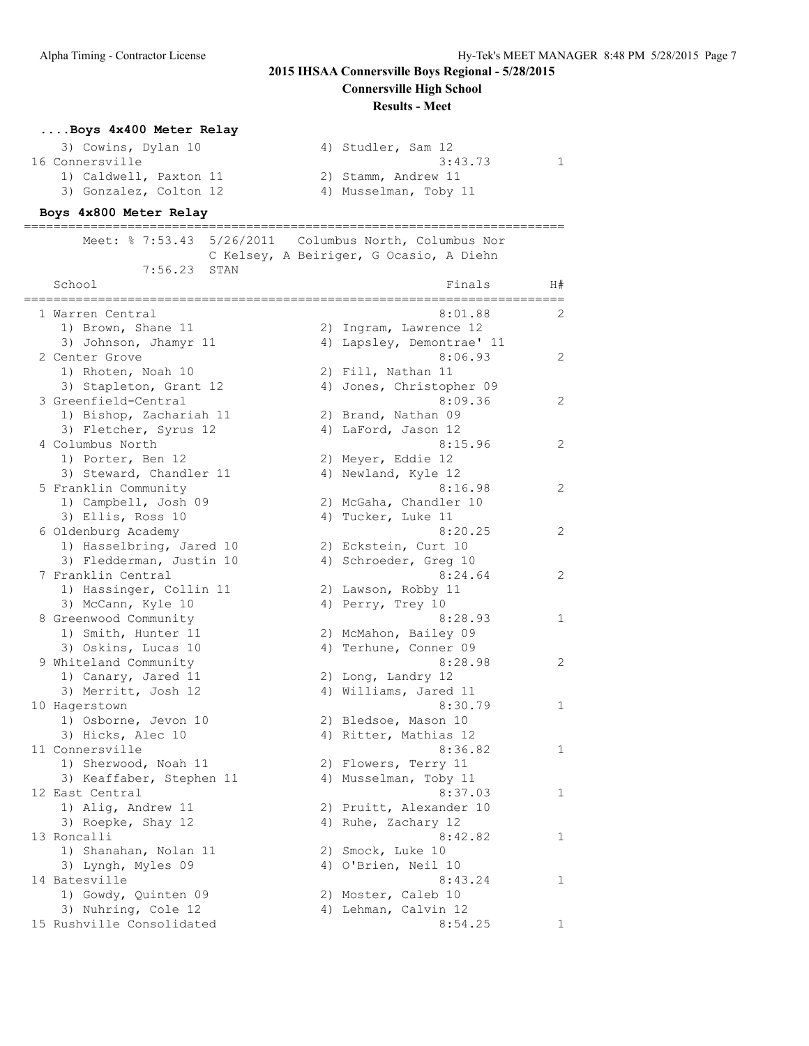## 2015 IHSAA Connersville Boys Regional - 5/28/2015

**Connersville High School**

**Results - Meet**

### ....Boys 4x400 Meter Relay

```
    3) Cowins, Dylan 10               4) Studler, Sam 12
 16 Connersville                                 3:43.73          1
    1) Caldwell, Paxton 11            2) Stamm, Andrew 11
    3) Gonzalez, Colton 12            4) Musselman, Toby 11
```

### Boys 4x800 Meter Relay

```
=======================================================================
        Meet: % 7:53.43  5/26/2011   Columbus North, Columbus Nor
                         C Kelsey, A Beiriger, G Ocasio, A Diehn
             7:56.23  STAN
    School                                          Finals        H#
=======================================================================
  1 Warren Central                                 8:01.88          2
     1) Brown, Shane 11                2) Ingram, Lawrence 12
     3) Johnson, Jhamyr 11             4) Lapsley, Demontrae' 11
  2 Center Grove                                   8:06.93          2
     1) Rhoten, Noah 10                2) Fill, Nathan 11
     3) Stapleton, Grant 12            4) Jones, Christopher 09
  3 Greenfield-Central                             8:09.36          2
     1) Bishop, Zachariah 11           2) Brand, Nathan 09
     3) Fletcher, Syrus 12             4) LaFord, Jason 12
  4 Columbus North                                 8:15.96          2
     1) Porter, Ben 12                 2) Meyer, Eddie 12
     3) Steward, Chandler 11           4) Newland, Kyle 12
  5 Franklin Community                             8:16.98          2
     1) Campbell, Josh 09              2) McGaha, Chandler 10
     3) Ellis, Ross 10                 4) Tucker, Luke 11
  6 Oldenburg Academy                              8:20.25          2
     1) Hasselbring, Jared 10          2) Eckstein, Curt 10
     3) Fledderman, Justin 10          4) Schroeder, Greg 10
  7 Franklin Central                               8:24.64          2
     1) Hassinger, Collin 11           2) Lawson, Robby 11
     3) McCann, Kyle 10                4) Perry, Trey 10
  8 Greenwood Community                            8:28.93          1
     1) Smith, Hunter 11               2) McMahon, Bailey 09
     3) Oskins, Lucas 10               4) Terhune, Conner 09
  9 Whiteland Community                            8:28.98          2
     1) Canary, Jared 11               2) Long, Landry 12
     3) Merritt, Josh 12               4) Williams, Jared 11
 10 Hagerstown                                     8:30.79          1
     1) Osborne, Jevon 10              2) Bledsoe, Mason 10
     3) Hicks, Alec 10                 4) Ritter, Mathias 12
 11 Connersville                                   8:36.82          1
     1) Sherwood, Noah 11              2) Flowers, Terry 11
     3) Keaffaber, Stephen 11          4) Musselman, Toby 11
 12 East Central                                   8:37.03          1
     1) Alig, Andrew 11                2) Pruitt, Alexander 10
     3) Roepke, Shay 12                4) Ruhe, Zachary 12
 13 Roncalli                                       8:42.82          1
     1) Shanahan, Nolan 11             2) Smock, Luke 10
     3) Lyngh, Myles 09                4) O'Brien, Neil 10
 14 Batesville                                     8:43.24          1
     1) Gowdy, Quinten 09              2) Moster, Caleb 10
     3) Nuhring, Cole 12               4) Lehman, Calvin 12
 15 Rushville Consolidated                         8:54.25          1
```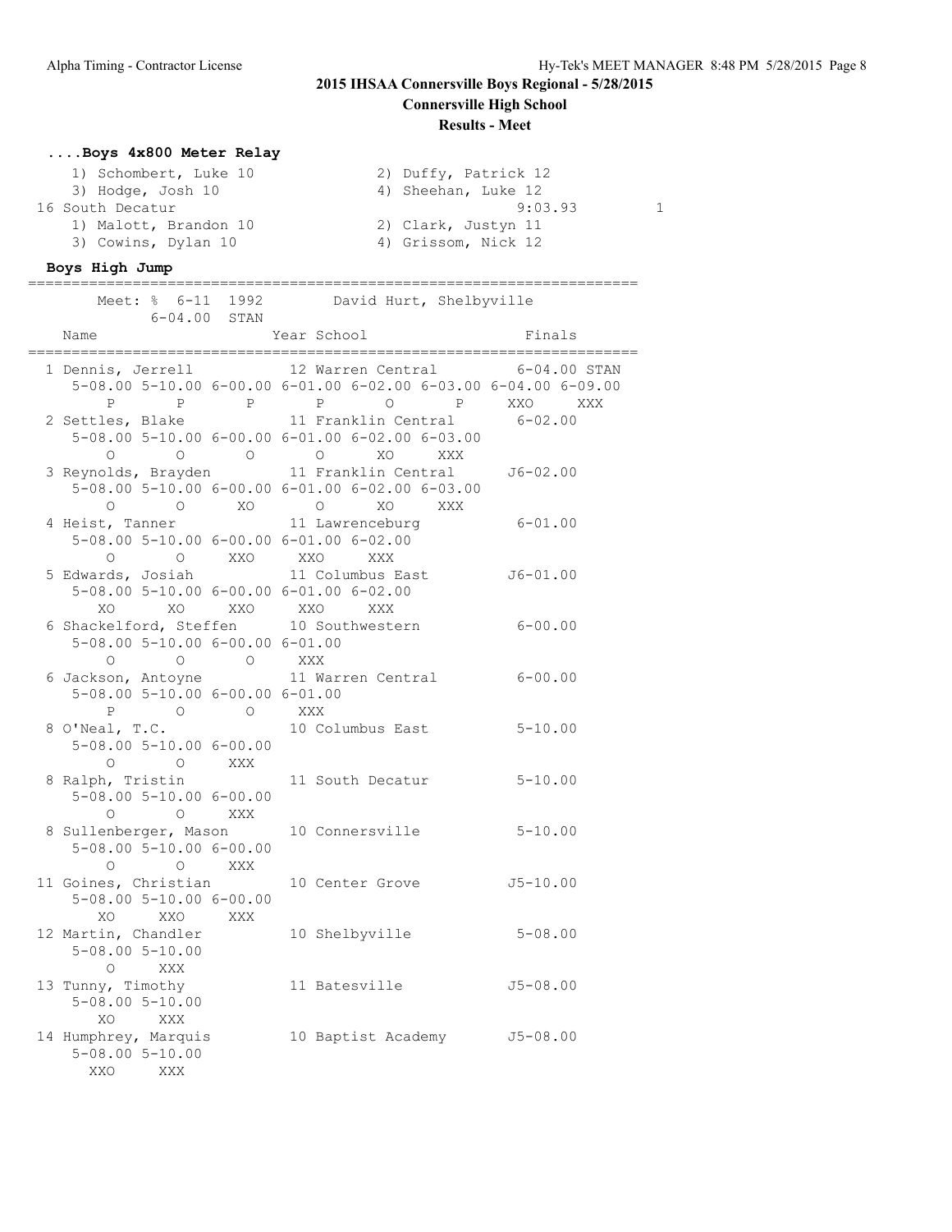# 2015 IHSAA Connersville Boys Regional - 5/28/2015

## Connersville High School

### Results - Meet

**....Boys 4x800 Meter Relay**

```
    1) Schombert, Luke 10              2) Duffy, Patrick 12
    3) Hodge, Josh 10                  4) Sheehan, Luke 12
 16 South Decatur                                 9:03.93         1
    1) Malott, Brandon 10              2) Clark, Justyn 11
    3) Cowins, Dylan 10                4) Grissom, Nick 12
```

**Boys High Jump**

```
=====================================================================
       Meet: % 6-11  1992        David Hurt, Shelbyville
            6-04.00  STAN
   Name                    Year School                  Finals
=====================================================================
  1 Dennis, Jerrell          12 Warren Central        6-04.00 STAN
     5-08.00 5-10.00 6-00.00 6-01.00 6-02.00 6-03.00 6-04.00 6-09.00
          P       P       P       P       O       P     XXO     XXX
  2 Settles, Blake           11 Franklin Central        6-02.00
     5-08.00 5-10.00 6-00.00 6-01.00 6-02.00 6-03.00
          O       O       O       O      XO     XXX
  3 Reynolds, Brayden        11 Franklin Central       J6-02.00
     5-08.00 5-10.00 6-00.00 6-01.00 6-02.00 6-03.00
          O       O      XO       O      XO     XXX
  4 Heist, Tanner            11 Lawrenceburg            6-01.00
     5-08.00 5-10.00 6-00.00 6-01.00 6-02.00
          O       O     XXO     XXO     XXX
  5 Edwards, Josiah          11 Columbus East          J6-01.00
     5-08.00 5-10.00 6-00.00 6-01.00 6-02.00
         XO      XO     XXO     XXO     XXX
  6 Shackelford, Steffen     10 Southwestern            6-00.00
     5-08.00 5-10.00 6-00.00 6-01.00
          O       O       O     XXX
  6 Jackson, Antoyne         11 Warren Central          6-00.00
     5-08.00 5-10.00 6-00.00 6-01.00
          P       O       O     XXX
  8 O'Neal, T.C.             10 Columbus East           5-10.00
     5-08.00 5-10.00 6-00.00
          O       O     XXX
  8 Ralph, Tristin           11 South Decatur           5-10.00
     5-08.00 5-10.00 6-00.00
          O       O     XXX
  8 Sullenberger, Mason      10 Connersville            5-10.00
     5-08.00 5-10.00 6-00.00
          O       O     XXX
 11 Goines, Christian        10 Center Grove           J5-10.00
     5-08.00 5-10.00 6-00.00
         XO     XXO     XXX
 12 Martin, Chandler         10 Shelbyville             5-08.00
     5-08.00 5-10.00
          O     XXX
 13 Tunny, Timothy           11 Batesville             J5-08.00
     5-08.00 5-10.00
         XO     XXX
 14 Humphrey, Marquis        10 Baptist Academy        J5-08.00
     5-08.00 5-10.00
        XXO     XXX
```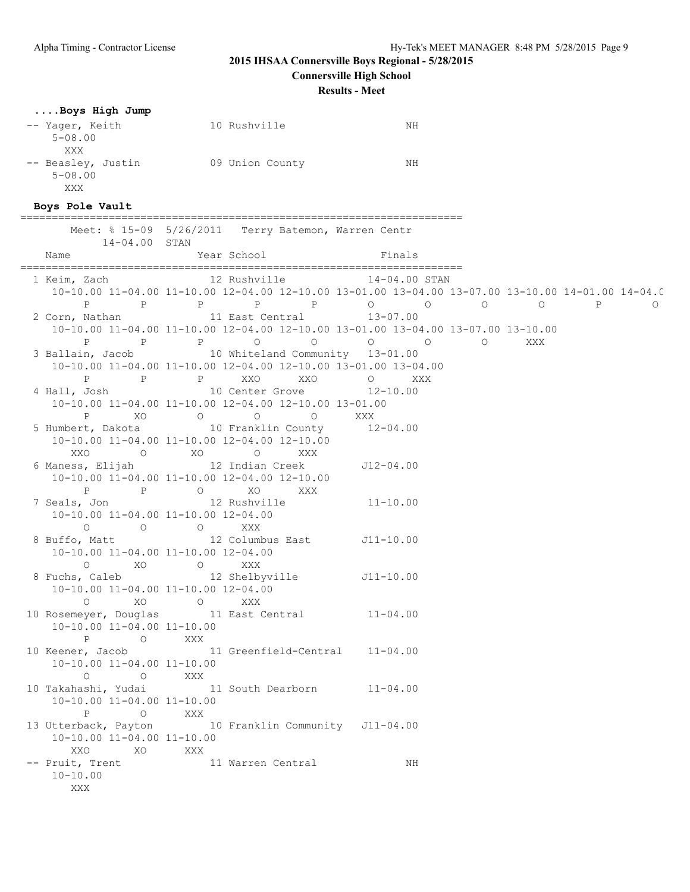# 2015 IHSAA Connersville Boys Regional - 5/28/2015

**Connersville High School**

**Results - Meet**

### ....Boys High Jump

```
-- Yager, Keith             10 Rushville                 NH
    5-08.00
      XXX
-- Beasley, Justin          09 Union County              NH
    5-08.00
      XXX
```

### Boys Pole Vault

```
=======================================================================
       Meet: % 15-09  5/26/2011   Terry Batemon, Warren Centr
           14-04.00  STAN
    Name                    Year School                  Finals
=======================================================================
  1 Keim, Zach               12 Rushville              14-04.00 STAN
     10-10.00 11-04.00 11-10.00 12-04.00 12-10.00 13-01.00 13-04.00 13-07.00 13-10.00 14-01.00 14-04.0
         P        P        P        P        P        O        O        O        O        P        O
  2 Corn, Nathan             11 East Central           13-07.00
     10-10.00 11-04.00 11-10.00 12-04.00 12-10.00 13-01.00 13-04.00 13-07.00 13-10.00
         P        P        P        O        O        O        O        O      XXX
  3 Ballain, Jacob           10 Whiteland Community   13-01.00
     10-10.00 11-04.00 11-10.00 12-04.00 12-10.00 13-01.00 13-04.00
         P        P        P      XXO      XXO        O      XXX
  4 Hall, Josh               10 Center Grove           12-10.00
     10-10.00 11-04.00 11-10.00 12-04.00 12-10.00 13-01.00
         P       XO        O        O        O      XXX
  5 Humbert, Dakota          10 Franklin County        12-04.00
     10-10.00 11-04.00 11-10.00 12-04.00 12-10.00
       XXO        O       XO        O      XXX
  6 Maness, Elijah           12 Indian Creek          J12-04.00
     10-10.00 11-04.00 11-10.00 12-04.00 12-10.00
         P        P        O       XO      XXX
  7 Seals, Jon               12 Rushville              11-10.00
     10-10.00 11-04.00 11-10.00 12-04.00
         O        O        O      XXX
  8 Buffo, Matt              12 Columbus East         J11-10.00
     10-10.00 11-04.00 11-10.00 12-04.00
         O       XO        O      XXX
  8 Fuchs, Caleb             12 Shelbyville           J11-10.00
     10-10.00 11-04.00 11-10.00 12-04.00
         O       XO        O      XXX
 10 Rosemeyer, Douglas       11 East Central           11-04.00
     10-10.00 11-04.00 11-10.00
         P        O      XXX
 10 Keener, Jacob            11 Greenfield-Central     11-04.00
     10-10.00 11-04.00 11-10.00
         O        O      XXX
 10 Takahashi, Yudai         11 South Dearborn         11-04.00
     10-10.00 11-04.00 11-10.00
         P        O      XXX
 13 Utterback, Payton        10 Franklin Community    J11-04.00
     10-10.00 11-04.00 11-10.00
       XXO       XO      XXX
 -- Pruit, Trent             11 Warren Central             NH
     10-10.00
       XXX
```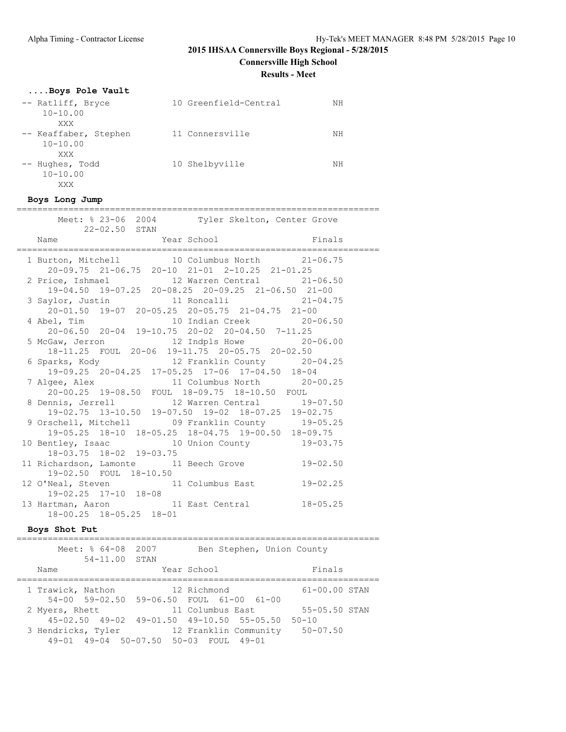# 2015 IHSAA Connersville Boys Regional - 5/28/2015

## Connersville High School

### Results - Meet

#### ....Boys Pole Vault

```
-- Ratliff, Bryce             10 Greenfield-Central          NH
     10-10.00
        XXX
-- Keaffaber, Stephen         11 Connersville                NH
     10-10.00
        XXX
-- Hughes, Todd               10 Shelbyville                 NH
     10-10.00
        XXX
```

#### Boys Long Jump

```
=======================================================================
       Meet: % 23-06  2004        Tyler Skelton, Center Grove
            22-02.50  STAN
   Name                    Year School                  Finals
=======================================================================
  1 Burton, Mitchell         10 Columbus North        21-06.75
      20-09.75  21-06.75  20-10  21-01.25  2-10.25  21-01.25
  2 Price, Ishmael           12 Warren Central        21-06.50
      19-04.50  19-07.25  20-08.25  20-09.25  21-06.50  21-00
  3 Saylor, Justin           11 Roncalli              21-04.75
      20-01.50  19-07  20-05.25  20-05.75  21-04.75  21-00
  4 Abel, Tim                10 Indian Creek          20-06.50
      20-06.50  20-04  19-10.75  20-02  20-04.50  7-11.25
  5 McGaw, Jerron            12 Indpls Howe           20-06.00
      18-11.25  FOUL  20-06  19-11.75  20-05.75  20-02.50
  6 Sparks, Kody             12 Franklin County       20-04.25
      19-09.25  20-04.25  17-05.25  17-06  17-04.50  18-04
  7 Algee, Alex              11 Columbus North        20-00.25
      20-00.25  19-08.50  FOUL  18-09.75  18-10.50  FOUL
  8 Dennis, Jerrell          12 Warren Central        19-07.50
      19-02.75  13-10.50  19-07.50  19-02  18-07.25  19-02.75
  9 Orschell, Mitchell       09 Franklin County       19-05.25
      19-05.25  18-10  18-05.25  18-04.75  19-00.50  18-09.75
 10 Bentley, Isaac           10 Union County          19-03.75
      18-03.75  18-02  19-03.75
 11 Richardson, Lamonte      11 Beech Grove           19-02.50
      19-02.50  FOUL  18-10.50
 12 O'Neal, Steven           11 Columbus East         19-02.25
      19-02.25  17-10  18-08
 13 Hartman, Aaron           11 East Central          18-05.25
      18-00.25  18-05.25  18-01
```

#### Boys Shot Put

```
=======================================================================
       Meet: % 64-08  2007        Ben Stephen, Union County
            54-11.00  STAN
   Name                    Year School                  Finals
=======================================================================
  1 Trawick, Nathon          12 Richmond              61-00.00 STAN
      54-00  59-02.50  59-06.50  FOUL  61-00  61-00
  2 Myers, Rhett             11 Columbus East         55-05.50 STAN
      45-02.50  49-02  49-01.50  49-10.50  55-05.50  50-10
  3 Hendricks, Tyler         12 Franklin Community    50-07.50
      49-01  49-04  50-07.50  50-03  FOUL  49-01
```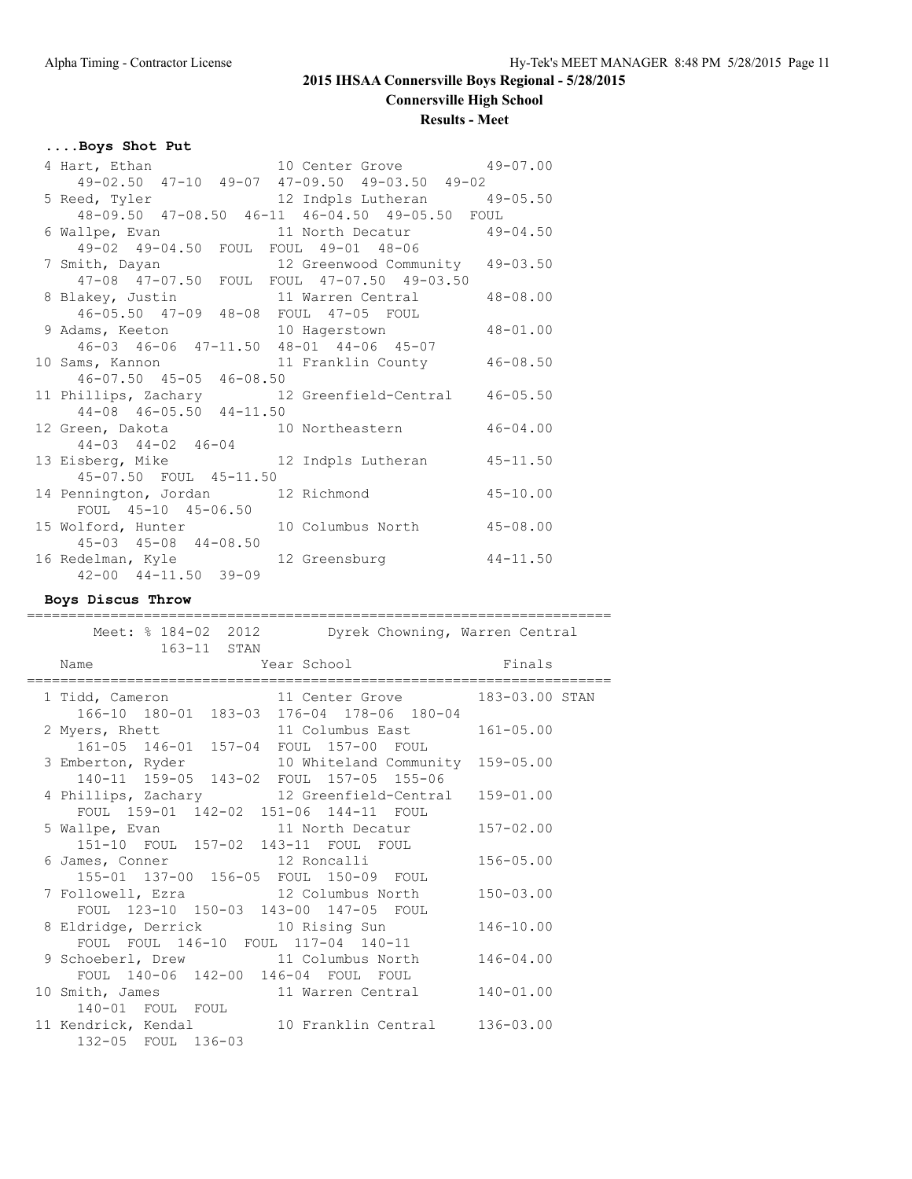# 2015 IHSAA Connersville Boys Regional - 5/28/2015

**Connersville High School**

**Results - Meet**

### ....Boys Shot Put

```
  4 Hart, Ethan              10 Center Grove           49-07.00
      49-02.50  47-10  49-07  47-09.50  49-03.50  49-02
  5 Reed, Tyler              12 Indpls Lutheran        49-05.50
      48-09.50  47-08.50  46-11  46-04.50  49-05.50  FOUL
  6 Wallpe, Evan             11 North Decatur          49-04.50
      49-02  49-04.50  FOUL  FOUL  49-01  48-06
  7 Smith, Dayan             12 Greenwood Community    49-03.50
      47-08  47-07.50  FOUL  FOUL  47-07.50  49-03.50
  8 Blakey, Justin           11 Warren Central         48-08.00
      46-05.50  47-09  48-08  FOUL  47-05  FOUL
  9 Adams, Keeton            10 Hagerstown             48-01.00
      46-03  46-06  47-11.50  48-01  44-06  45-07
 10 Sams, Kannon             11 Franklin County        46-08.50
      46-07.50  45-05  46-08.50
 11 Phillips, Zachary        12 Greenfield-Central     46-05.50
      44-08  46-05.50  44-11.50
 12 Green, Dakota            10 Northeastern           46-04.00
      44-03  44-02  46-04
 13 Eisberg, Mike            12 Indpls Lutheran        45-11.50
      45-07.50  FOUL  45-11.50
 14 Pennington, Jordan       12 Richmond               45-10.00
      FOUL  45-10  45-06.50
 15 Wolford, Hunter          10 Columbus North         45-08.00
      45-03  45-08  44-08.50
 16 Redelman, Kyle           12 Greensburg             44-11.50
      42-00  44-11.50  39-09
```

### Boys Discus Throw

```
=======================================================================
       Meet: % 184-02  2012        Dyrek Chowning, Warren Central
             163-11  STAN
    Name                    Year School                  Finals
=======================================================================
  1 Tidd, Cameron            11 Center Grove           183-03.00 STAN
      166-10  180-01  183-03  176-04  178-06  180-04
  2 Myers, Rhett             11 Columbus East          161-05.00
      161-05  146-01  157-04  FOUL  157-00  FOUL
  3 Emberton, Ryder          10 Whiteland Community    159-05.00
      140-11  159-05  143-02  FOUL  157-05  155-06
  4 Phillips, Zachary        12 Greenfield-Central     159-01.00
      FOUL  159-01  142-02  151-06  144-11  FOUL
  5 Wallpe, Evan             11 North Decatur          157-02.00
      151-10  FOUL  157-02  143-11  FOUL  FOUL
  6 James, Conner            12 Roncalli               156-05.00
      155-01  137-00  156-05  FOUL  150-09  FOUL
  7 Followell, Ezra          12 Columbus North         150-03.00
      FOUL  123-10  150-03  143-00  147-05  FOUL
  8 Eldridge, Derrick        10 Rising Sun             146-10.00
      FOUL  FOUL  146-10  FOUL  117-04  140-11
  9 Schoeberl, Drew          11 Columbus North         146-04.00
      FOUL  140-06  142-00  146-04  FOUL  FOUL
 10 Smith, James             11 Warren Central         140-01.00
      140-01  FOUL  FOUL
 11 Kendrick, Kendal         10 Franklin Central       136-03.00
      132-05  FOUL  136-03
```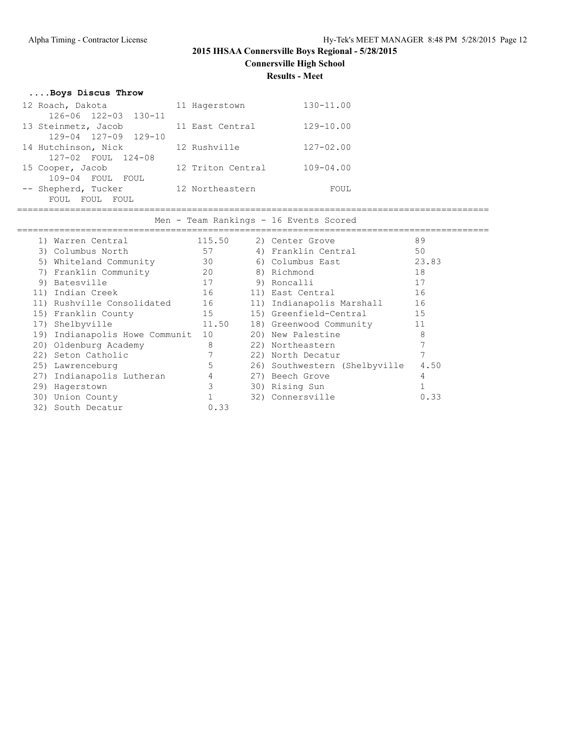**2015 IHSAA Connersville Boys Regional - 5/28/2015**

**Connersville High School**

**Results - Meet**

### ....Boys Discus Throw

| Place | Name | Year | School | Mark | Attempts |
|---|---|---|---|---|---|
| 12 | Roach, Dakota | 11 | Hagerstown | 130-11.00 | 126-06 122-03 130-11 |
| 13 | Steinmetz, Jacob | 11 | East Central | 129-10.00 | 129-04 127-09 129-10 |
| 14 | Hutchinson, Nick | 12 | Rushville | 127-02.00 | 127-02 FOUL 124-08 |
| 15 | Cooper, Jacob | 12 | Triton Central | 109-04.00 | 109-04 FOUL FOUL |
| -- | Shepherd, Tucker | 12 | Northeastern | FOUL | FOUL FOUL FOUL |

### Men - Team Rankings - 16 Events Scored

| | | | | | |
|---|---|---|---|---|---|
| 1) | Warren Central | 115.50 | 2) | Center Grove | 89 |
| 3) | Columbus North | 57 | 4) | Franklin Central | 50 |
| 5) | Whiteland Community | 30 | 6) | Columbus East | 23.83 |
| 7) | Franklin Community | 20 | 8) | Richmond | 18 |
| 9) | Batesville | 17 | 9) | Roncalli | 17 |
| 11) | Indian Creek | 16 | 11) | East Central | 16 |
| 11) | Rushville Consolidated | 16 | 11) | Indianapolis Marshall | 16 |
| 15) | Franklin County | 15 | 15) | Greenfield-Central | 15 |
| 17) | Shelbyville | 11.50 | 18) | Greenwood Community | 11 |
| 19) | Indianapolis Howe Communit | 10 | 20) | New Palestine | 8 |
| 20) | Oldenburg Academy | 8 | 22) | Northeastern | 7 |
| 22) | Seton Catholic | 7 | 22) | North Decatur | 7 |
| 25) | Lawrenceburg | 5 | 26) | Southwestern (Shelbyville | 4.50 |
| 27) | Indianapolis Lutheran | 4 | 27) | Beech Grove | 4 |
| 29) | Hagerstown | 3 | 30) | Rising Sun | 1 |
| 30) | Union County | 1 | 32) | Connersville | 0.33 |
| 32) | South Decatur | 0.33 | | | |